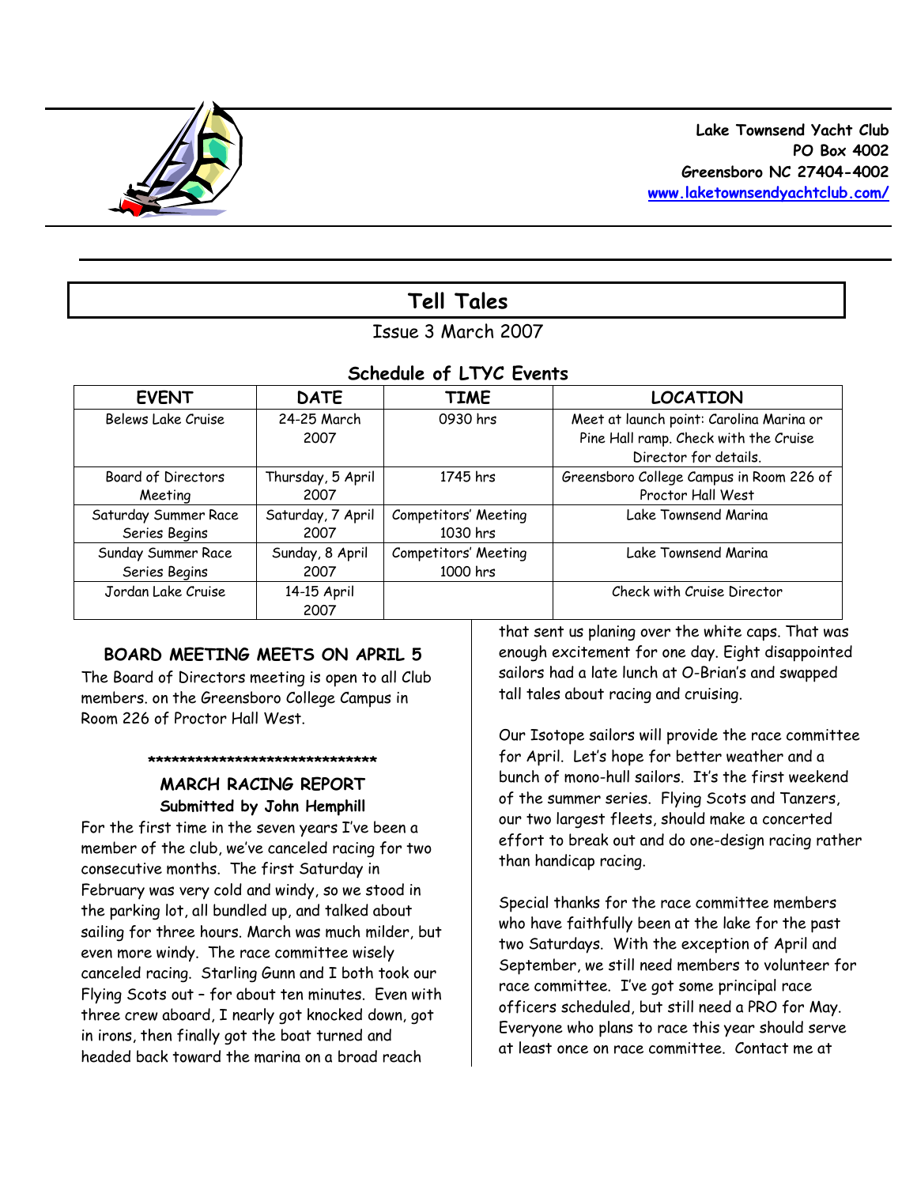**Lake Townsend Yacht Club**
**PO Box 4002**
**Greensboro NC 27404-4002**
**www.laketownsendyachtclub.com/**

# Tell Tales

Issue 3 March 2007

## Schedule of LTYC Events

| EVENT | DATE | TIME | LOCATION |
|---|---|---|---|
| Belews Lake Cruise | 24-25 March 2007 | 0930 hrs | Meet at launch point: Carolina Marina or Pine Hall ramp. Check with the Cruise Director for details. |
| Board of Directors Meeting | Thursday, 5 April 2007 | 1745 hrs | Greensboro College Campus in Room 226 of Proctor Hall West |
| Saturday Summer Race Series Begins | Saturday, 7 April 2007 | Competitors' Meeting 1030 hrs | Lake Townsend Marina |
| Sunday Summer Race Series Begins | Sunday, 8 April 2007 | Competitors' Meeting 1000 hrs | Lake Townsend Marina |
| Jordan Lake Cruise | 14-15 April 2007 | | Check with Cruise Director |

### BOARD MEETING MEETS ON APRIL 5

The Board of Directors meeting is open to all Club members. on the Greensboro College Campus in Room 226 of Proctor Hall West.

******************************

### MARCH RACING REPORT

**Submitted by John Hemphill**

For the first time in the seven years I've been a member of the club, we've canceled racing for two consecutive months. The first Saturday in February was very cold and windy, so we stood in the parking lot, all bundled up, and talked about sailing for three hours. March was much milder, but even more windy. The race committee wisely canceled racing. Starling Gunn and I both took our Flying Scots out – for about ten minutes. Even with three crew aboard, I nearly got knocked down, got in irons, then finally got the boat turned and headed back toward the marina on a broad reach that sent us planing over the white caps. That was enough excitement for one day. Eight disappointed sailors had a late lunch at O-Brian's and swapped tall tales about racing and cruising.

Our Isotope sailors will provide the race committee for April. Let's hope for better weather and a bunch of mono-hull sailors. It's the first weekend of the summer series. Flying Scots and Tanzers, our two largest fleets, should make a concerted effort to break out and do one-design racing rather than handicap racing.

Special thanks for the race committee members who have faithfully been at the lake for the past two Saturdays. With the exception of April and September, we still need members to volunteer for race committee. I've got some principal race officers scheduled, but still need a PRO for May. Everyone who plans to race this year should serve at least once on race committee. Contact me at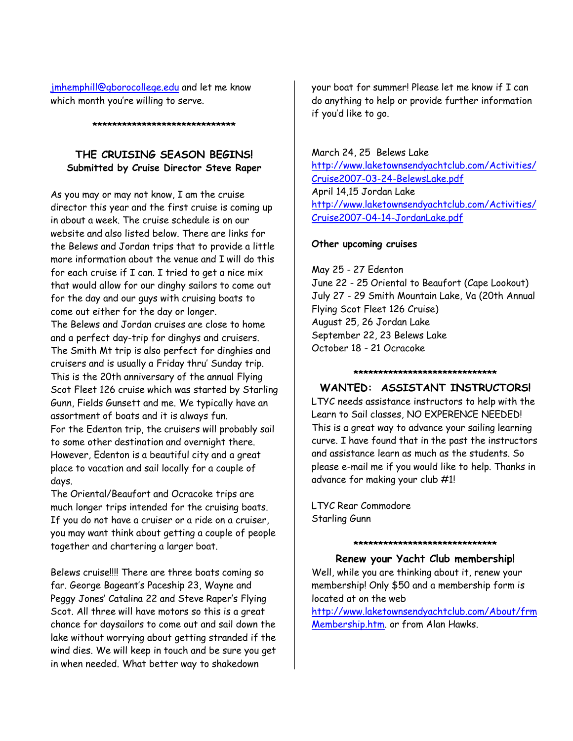jmhemphill@gborocollege.edu and let me know which month you're willing to serve.

******************************

## THE CRUISING SEASON BEGINS!

**Submitted by Cruise Director Steve Raper**

As you may or may not know, I am the cruise director this year and the first cruise is coming up in about a week. The cruise schedule is on our website and also listed below. There are links for the Belews and Jordan trips that to provide a little more information about the venue and I will do this for each cruise if I can. I tried to get a nice mix that would allow for our dinghy sailors to come out for the day and our guys with cruising boats to come out either for the day or longer.

The Belews and Jordan cruises are close to home and a perfect day-trip for dinghys and cruisers.

The Smith Mt trip is also perfect for dinghies and cruisers and is usually a Friday thru' Sunday trip. This is the 20th anniversary of the annual Flying Scot Fleet 126 cruise which was started by Starling Gunn, Fields Gunsett and me. We typically have an assortment of boats and it is always fun.

For the Edenton trip, the cruisers will probably sail to some other destination and overnight there. However, Edenton is a beautiful city and a great place to vacation and sail locally for a couple of days.

The Oriental/Beaufort and Ocracoke trips are much longer trips intended for the cruising boats. If you do not have a cruiser or a ride on a cruiser, you may want think about getting a couple of people together and chartering a larger boat.

Belews cruise!!!! There are three boats coming so far. George Bageant's Paceship 23, Wayne and Peggy Jones' Catalina 22 and Steve Raper's Flying Scot. All three will have motors so this is a great chance for daysailors to come out and sail down the lake without worrying about getting stranded if the wind dies. We will keep in touch and be sure you get in when needed. What better way to shakedown your boat for summer! Please let me know if I can do anything to help or provide further information if you'd like to go.

March 24, 25 Belews Lake
http://www.laketownsendyachtclub.com/Activities/Cruise2007-03-24-BelewsLake.pdf
April 14,15 Jordan Lake
http://www.laketownsendyachtclub.com/Activities/Cruise2007-04-14-JordanLake.pdf

**Other upcoming cruises**

May 25 - 27 Edenton
June 22 - 25 Oriental to Beaufort (Cape Lookout)
July 27 - 29 Smith Mountain Lake, Va (20th Annual Flying Scot Fleet 126 Cruise)
August 25, 26 Jordan Lake
September 22, 23 Belews Lake
October 18 - 21 Ocracoke

******************************

## WANTED: ASSISTANT INSTRUCTORS!

LTYC needs assistance instructors to help with the Learn to Sail classes, NO EXPERENCE NEEDED! This is a great way to advance your sailing learning curve. I have found that in the past the instructors and assistance learn as much as the students. So please e-mail me if you would like to help. Thanks in advance for making your club #1!

LTYC Rear Commodore
Starling Gunn

******************************

## Renew your Yacht Club membership!

Well, while you are thinking about it, renew your membership! Only $50 and a membership form is located at on the web http://www.laketownsendyachtclub.com/About/frmMembership.htm. or from Alan Hawks.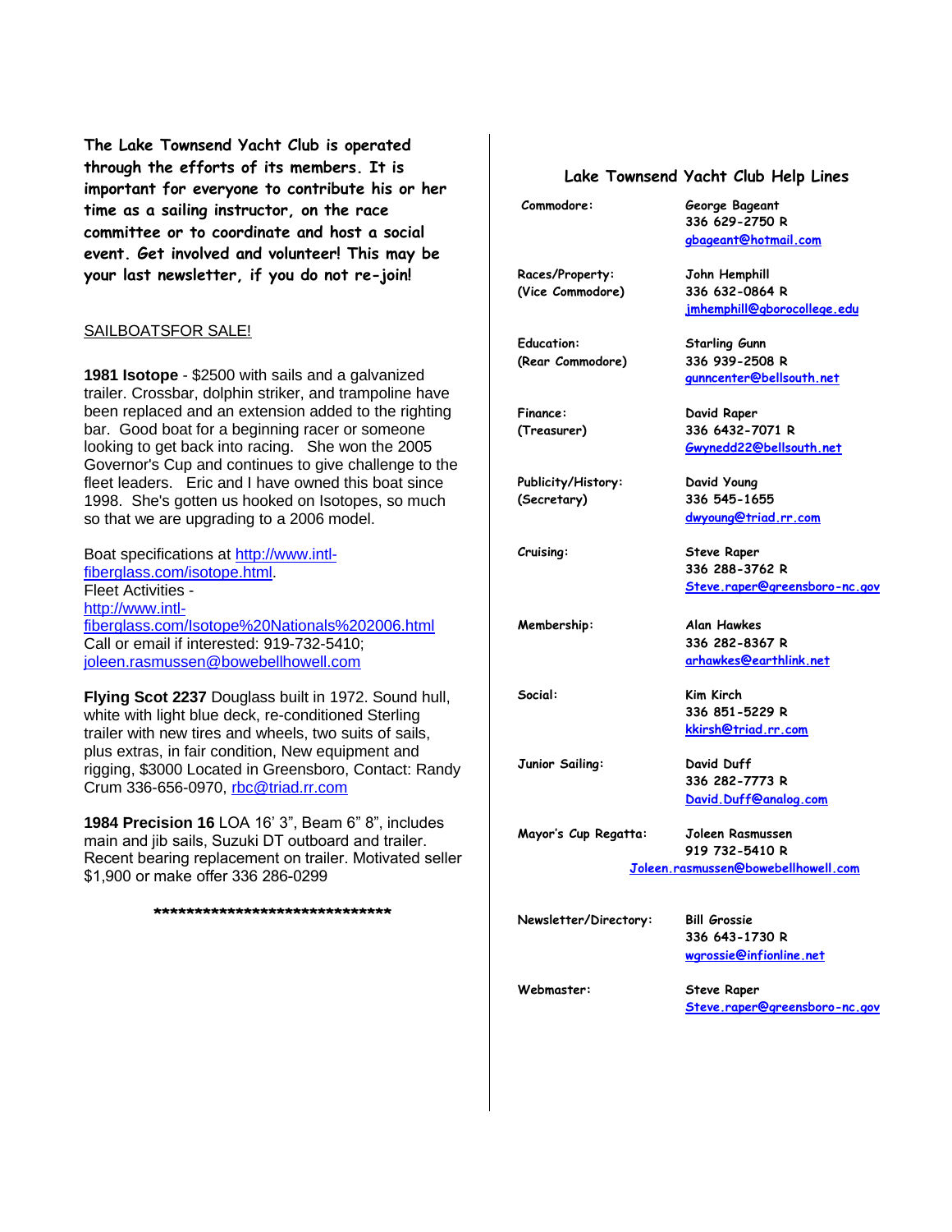**The Lake Townsend Yacht Club is operated through the efforts of its members. It is important for everyone to contribute his or her time as a sailing instructor, on the race committee or to coordinate and host a social event. Get involved and volunteer! This may be your last newsletter, if you do not re-join!**

SAILBOATSFOR SALE!

**1981 Isotope** - $2500 with sails and a galvanized trailer. Crossbar, dolphin striker, and trampoline have been replaced and an extension added to the righting bar. Good boat for a beginning racer or someone looking to get back into racing. She won the 2005 Governor's Cup and continues to give challenge to the fleet leaders. Eric and I have owned this boat since 1998. She's gotten us hooked on Isotopes, so much so that we are upgrading to a 2006 model.

Boat specifications at http://www.intl-fiberglass.com/isotope.html.
Fleet Activities -
http://www.intl-fiberglass.com/Isotope%20Nationals%202006.html
Call or email if interested: 919-732-5410; joleen.rasmussen@bowebellhowell.com

**Flying Scot 2237** Douglass built in 1972. Sound hull, white with light blue deck, re-conditioned Sterling trailer with new tires and wheels, two suits of sails, plus extras, in fair condition, New equipment and rigging, $3000 Located in Greensboro, Contact: Randy Crum 336-656-0970, rbc@triad.rr.com

**1984 Precision 16** LOA 16' 3", Beam 6" 8", includes main and jib sails, Suzuki DT outboard and trailer. Recent bearing replacement on trailer. Motivated seller $1,900 or make offer 336 286-0299

******************************

## Lake Townsend Yacht Club Help Lines

| Position | Contact |
|---|---|
| Commodore: | George Bageant<br>336 629-2750 R<br>gbageant@hotmail.com |
| Races/Property:<br>(Vice Commodore) | John Hemphill<br>336 632-0864 R<br>jmhemphill@gborocollege.edu |
| Education:<br>(Rear Commodore) | Starling Gunn<br>336 939-2508 R<br>gunncenter@bellsouth.net |
| Finance:<br>(Treasurer) | David Raper<br>336 6432-7071 R<br>Gwynedd22@bellsouth.net |
| Publicity/History:<br>(Secretary) | David Young<br>336 545-1655<br>dwyoung@triad.rr.com |
| Cruising: | Steve Raper<br>336 288-3762 R<br>Steve.raper@greensboro-nc.gov |
| Membership: | Alan Hawkes<br>336 282-8367 R<br>arhawkes@earthlink.net |
| Social: | Kim Kirch<br>336 851-5229 R<br>kkirsh@triad.rr.com |
| Junior Sailing: | David Duff<br>336 282-7773 R<br>David.Duff@analog.com |
| Mayor's Cup Regatta: | Joleen Rasmussen<br>919 732-5410 R<br>Joleen.rasmussen@bowebellhowell.com |
| Newsletter/Directory: | Bill Grossie<br>336 643-1730 R<br>wgrossie@infionline.net |
| Webmaster: | Steve Raper<br>Steve.raper@greensboro-nc.gov |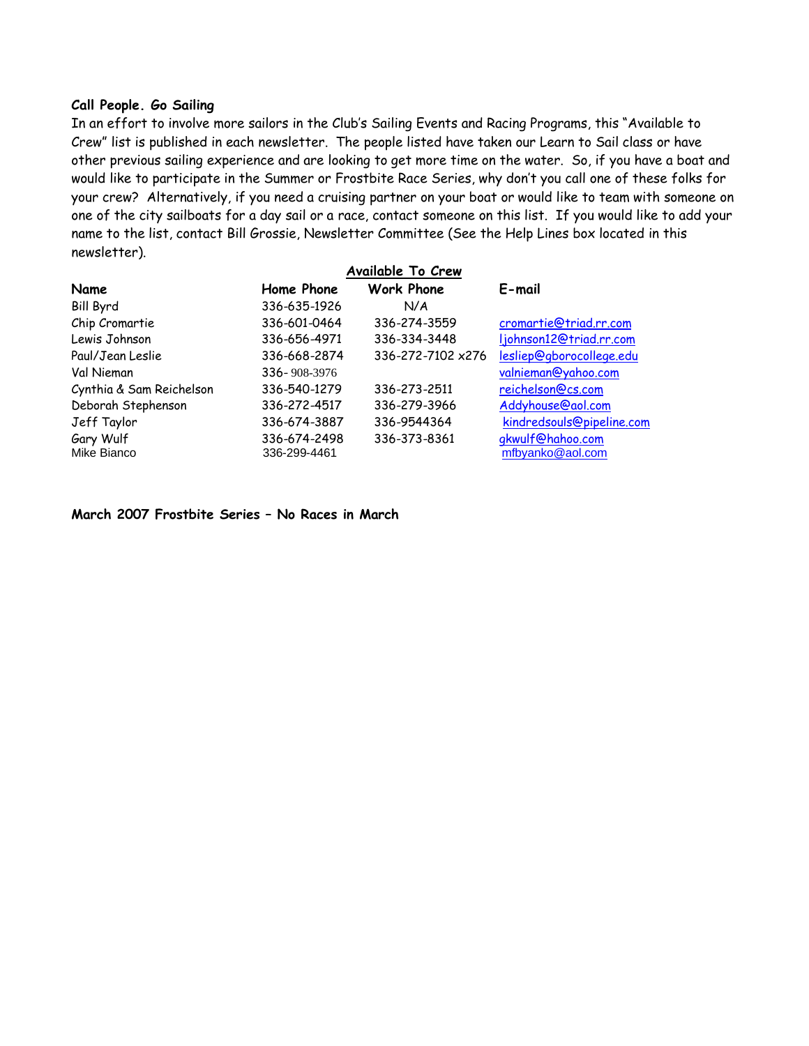**Call People. Go Sailing**

In an effort to involve more sailors in the Club's Sailing Events and Racing Programs, this "Available to Crew" list is published in each newsletter. The people listed have taken our Learn to Sail class or have other previous sailing experience and are looking to get more time on the water. So, if you have a boat and would like to participate in the Summer or Frostbite Race Series, why don't you call one of these folks for your crew? Alternatively, if you need a cruising partner on your boat or would like to team with someone on one of the city sailboats for a day sail or a race, contact someone on this list. If you would like to add your name to the list, contact Bill Grossie, Newsletter Committee (See the Help Lines box located in this newsletter).

**Available To Crew**

| Name | Home Phone | Work Phone | E-mail |
|---|---|---|---|
| Bill Byrd | 336-635-1926 | N/A | |
| Chip Cromartie | 336-601-0464 | 336-274-3559 | cromartie@triad.rr.com |
| Lewis Johnson | 336-656-4971 | 336-334-3448 | ljohnson12@triad.rr.com |
| Paul/Jean Leslie | 336-668-2874 | 336-272-7102 x276 | lesliep@gborocollege.edu |
| Val Nieman | 336- 908-3976 | | valnieman@yahoo.com |
| Cynthia & Sam Reichelson | 336-540-1279 | 336-273-2511 | reichelson@cs.com |
| Deborah Stephenson | 336-272-4517 | 336-279-3966 | Addyhouse@aol.com |
| Jeff Taylor | 336-674-3887 | 336-9544364 | kindredsouls@pipeline.com |
| Gary Wulf | 336-674-2498 | 336-373-8361 | gkwulf@hahoo.com |
| Mike Bianco | 336-299-4461 | | mfbyanko@aol.com |

**March 2007 Frostbite Series – No Races in March**